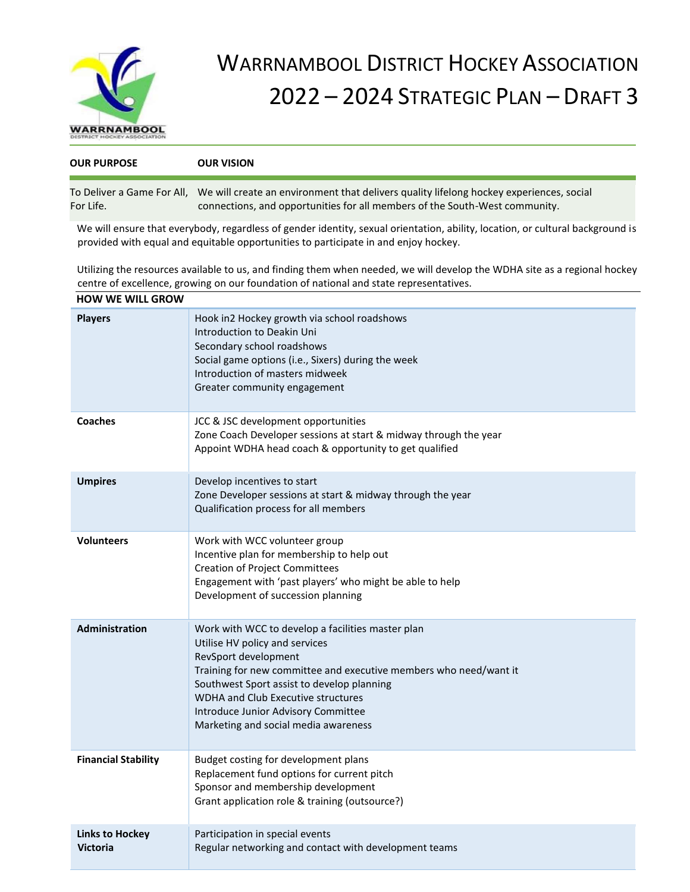# Warrnambool District Hockey Association
## 2022 – 2024 Strategic Plan – Draft 3

| OUR PURPOSE | OUR VISION |
|---|---|
| To Deliver a Game For All, For Life. | We will create an environment that delivers quality lifelong hockey experiences, social connections, and opportunities for all members of the South-West community. |

We will ensure that everybody, regardless of gender identity, sexual orientation, ability, location, or cultural background is provided with equal and equitable opportunities to participate in and enjoy hockey.

Utilizing the resources available to us, and finding them when needed, we will develop the WDHA site as a regional hockey centre of excellence, growing on our foundation of national and state representatives.

**HOW WE WILL GROW**

| | |
|---|---|
| **Players** | Hook in2 Hockey growth via school roadshows<br>Introduction to Deakin Uni<br>Secondary school roadshows<br>Social game options (i.e., Sixers) during the week<br>Introduction of masters midweek<br>Greater community engagement |
| **Coaches** | JCC & JSC development opportunities<br>Zone Coach Developer sessions at start & midway through the year<br>Appoint WDHA head coach & opportunity to get qualified |
| **Umpires** | Develop incentives to start<br>Zone Developer sessions at start & midway through the year<br>Qualification process for all members |
| **Volunteers** | Work with WCC volunteer group<br>Incentive plan for membership to help out<br>Creation of Project Committees<br>Engagement with 'past players' who might be able to help<br>Development of succession planning |
| **Administration** | Work with WCC to develop a facilities master plan<br>Utilise HV policy and services<br>RevSport development<br>Training for new committee and executive members who need/want it<br>Southwest Sport assist to develop planning<br>WDHA and Club Executive structures<br>Introduce Junior Advisory Committee<br>Marketing and social media awareness |
| **Financial Stability** | Budget costing for development plans<br>Replacement fund options for current pitch<br>Sponsor and membership development<br>Grant application role & training (outsource?) |
| **Links to Hockey Victoria** | Participation in special events<br>Regular networking and contact with development teams |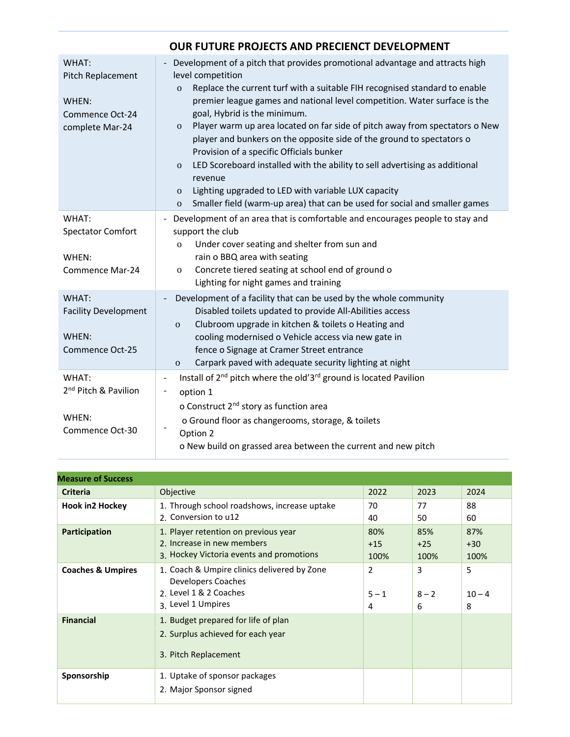## OUR FUTURE PROJECTS AND PRECIENCT DEVELOPMENT

| | |
|---|---|
| WHAT:<br>Pitch Replacement<br><br>WHEN:<br>Commence Oct-24<br>complete Mar-24 | - Development of a pitch that provides promotional advantage and attracts high level competition<br>o Replace the current turf with a suitable FIH recognised standard to enable premier league games and national level competition. Water surface is the goal, Hybrid is the minimum.<br>o Player warm up area located on far side of pitch away from spectators o New player and bunkers on the opposite side of the ground to spectators o Provision of a specific Officials bunker<br>o LED Scoreboard installed with the ability to sell advertising as additional revenue<br>o Lighting upgraded to LED with variable LUX capacity<br>o Smaller field (warm-up area) that can be used for social and smaller games |
| WHAT:<br>Spectator Comfort<br><br>WHEN:<br>Commence Mar-24 | - Development of an area that is comfortable and encourages people to stay and support the club<br>o Under cover seating and shelter from sun and rain o BBQ area with seating<br>o Concrete tiered seating at school end of ground o Lighting for night games and training |
| WHAT:<br>Facility Development<br><br>WHEN:<br>Commence Oct-25 | - Development of a facility that can be used by the whole community<br>Disabled toilets updated to provide All-Abilities access<br>o Clubroom upgrade in kitchen & toilets o Heating and cooling modernised o Vehicle access via new gate in fence o Signage at Cramer Street entrance<br>o Carpark paved with adequate security lighting at night |
| WHAT:<br>2nd Pitch & Pavilion<br><br>WHEN:<br>Commence Oct-30 | - Install of 2nd pitch where the old'3rd ground is located Pavilion<br>- option 1<br>o Construct 2nd story as function area<br>o Ground floor as changerooms, storage, & toilets<br>- Option 2<br>o New build on grassed area between the current and new pitch |

**Measure of Success**

| Criteria | Objective | 2022 | 2023 | 2024 |
|---|---|---|---|---|
| **Hook in2 Hockey** | 1. Through school roadshows, increase uptake<br>2. Conversion to u12 | 70<br>40 | 77<br>50 | 88<br>60 |
| **Participation** | 1. Player retention on previous year<br>2. Increase in new members<br>3. Hockey Victoria events and promotions | 80%<br>+15<br>100% | 85%<br>+25<br>100% | 87%<br>+30<br>100% |
| **Coaches & Umpires** | 1. Coach & Umpire clinics delivered by Zone Developers Coaches<br>2. Level 1 & 2 Coaches<br>3. Level 1 Umpires | 2<br>5 – 1<br>4 | 3<br>8 – 2<br>6 | 5<br>10 – 4<br>8 |
| **Financial** | 1. Budget prepared for life of plan<br>2. Surplus achieved for each year<br>3. Pitch Replacement | | | |
| **Sponsorship** | 1. Uptake of sponsor packages<br>2. Major Sponsor signed | | | |